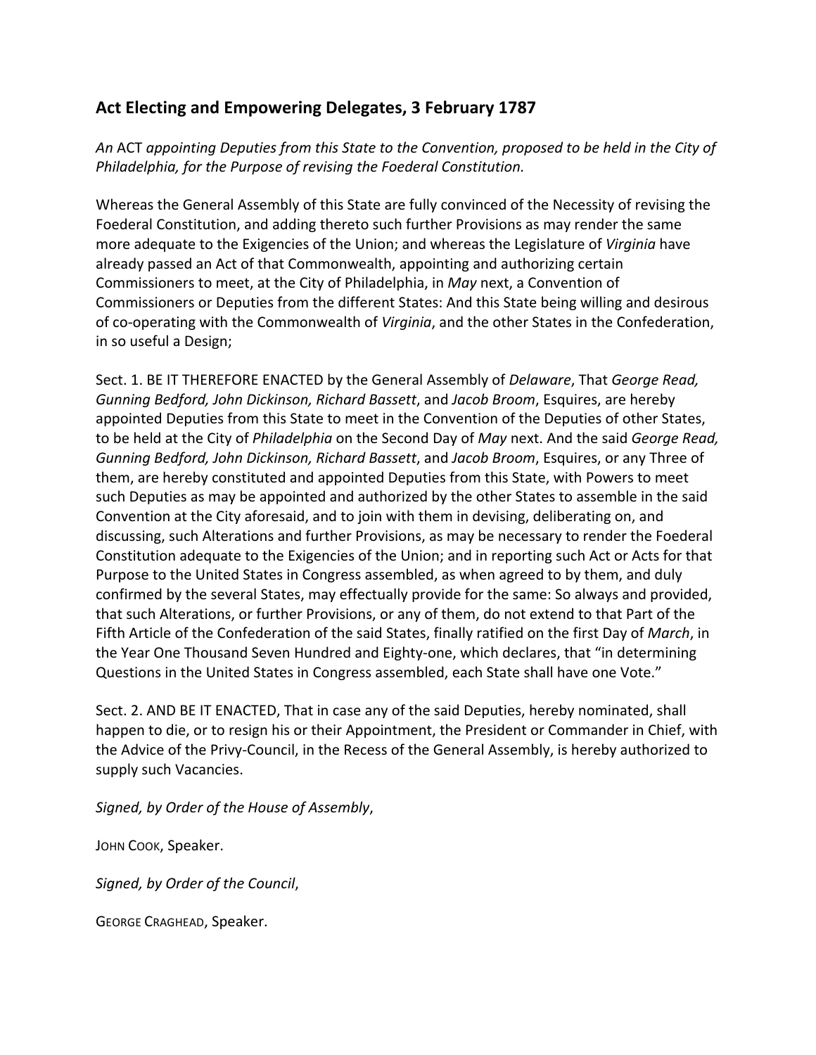## Act Electing and Empowering Delegates, 3 February 1787

*An* ACT *appointing Deputies from this State to the Convention, proposed to be held in the City of Philadelphia, for the Purpose of revising the Foederal Constitution.*

Whereas the General Assembly of this State are fully convinced of the Necessity of revising the Foederal Constitution, and adding thereto such further Provisions as may render the same more adequate to the Exigencies of the Union; and whereas the Legislature of *Virginia* have already passed an Act of that Commonwealth, appointing and authorizing certain Commissioners to meet, at the City of Philadelphia, in *May* next, a Convention of Commissioners or Deputies from the different States: And this State being willing and desirous of co-operating with the Commonwealth of *Virginia*, and the other States in the Confederation, in so useful a Design;

Sect. 1. BE IT THEREFORE ENACTED by the General Assembly of *Delaware*, That *George Read, Gunning Bedford, John Dickinson, Richard Bassett*, and *Jacob Broom*, Esquires, are hereby appointed Deputies from this State to meet in the Convention of the Deputies of other States, to be held at the City of *Philadelphia* on the Second Day of *May* next. And the said *George Read, Gunning Bedford, John Dickinson, Richard Bassett*, and *Jacob Broom*, Esquires, or any Three of them, are hereby constituted and appointed Deputies from this State, with Powers to meet such Deputies as may be appointed and authorized by the other States to assemble in the said Convention at the City aforesaid, and to join with them in devising, deliberating on, and discussing, such Alterations and further Provisions, as may be necessary to render the Foederal Constitution adequate to the Exigencies of the Union; and in reporting such Act or Acts for that Purpose to the United States in Congress assembled, as when agreed to by them, and duly confirmed by the several States, may effectually provide for the same: So always and provided, that such Alterations, or further Provisions, or any of them, do not extend to that Part of the Fifth Article of the Confederation of the said States, finally ratified on the first Day of *March*, in the Year One Thousand Seven Hundred and Eighty-one, which declares, that "in determining Questions in the United States in Congress assembled, each State shall have one Vote."

Sect. 2. AND BE IT ENACTED, That in case any of the said Deputies, hereby nominated, shall happen to die, or to resign his or their Appointment, the President or Commander in Chief, with the Advice of the Privy-Council, in the Recess of the General Assembly, is hereby authorized to supply such Vacancies.

*Signed, by Order of the House of Assembly*,

JOHN COOK, Speaker.

*Signed, by Order of the Council*,

GEORGE CRAGHEAD, Speaker.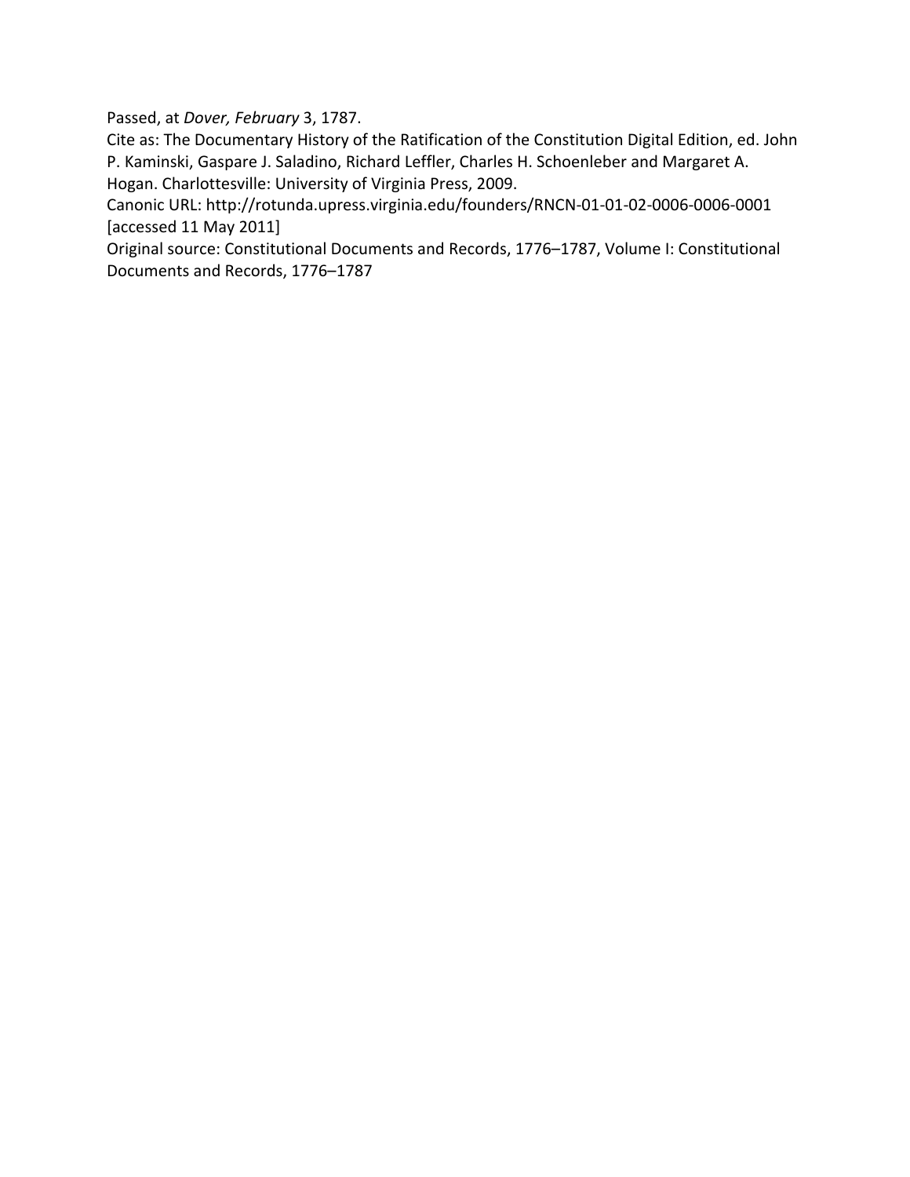Passed, at *Dover, February* 3, 1787.

Cite as: The Documentary History of the Ratification of the Constitution Digital Edition, ed. John P. Kaminski, Gaspare J. Saladino, Richard Leffler, Charles H. Schoenleber and Margaret A. Hogan. Charlottesville: University of Virginia Press, 2009.

Canonic URL: http://rotunda.upress.virginia.edu/founders/RNCN-01-01-02-0006-0006-0001 [accessed 11 May 2011]

Original source: Constitutional Documents and Records, 1776–1787, Volume I: Constitutional Documents and Records, 1776–1787